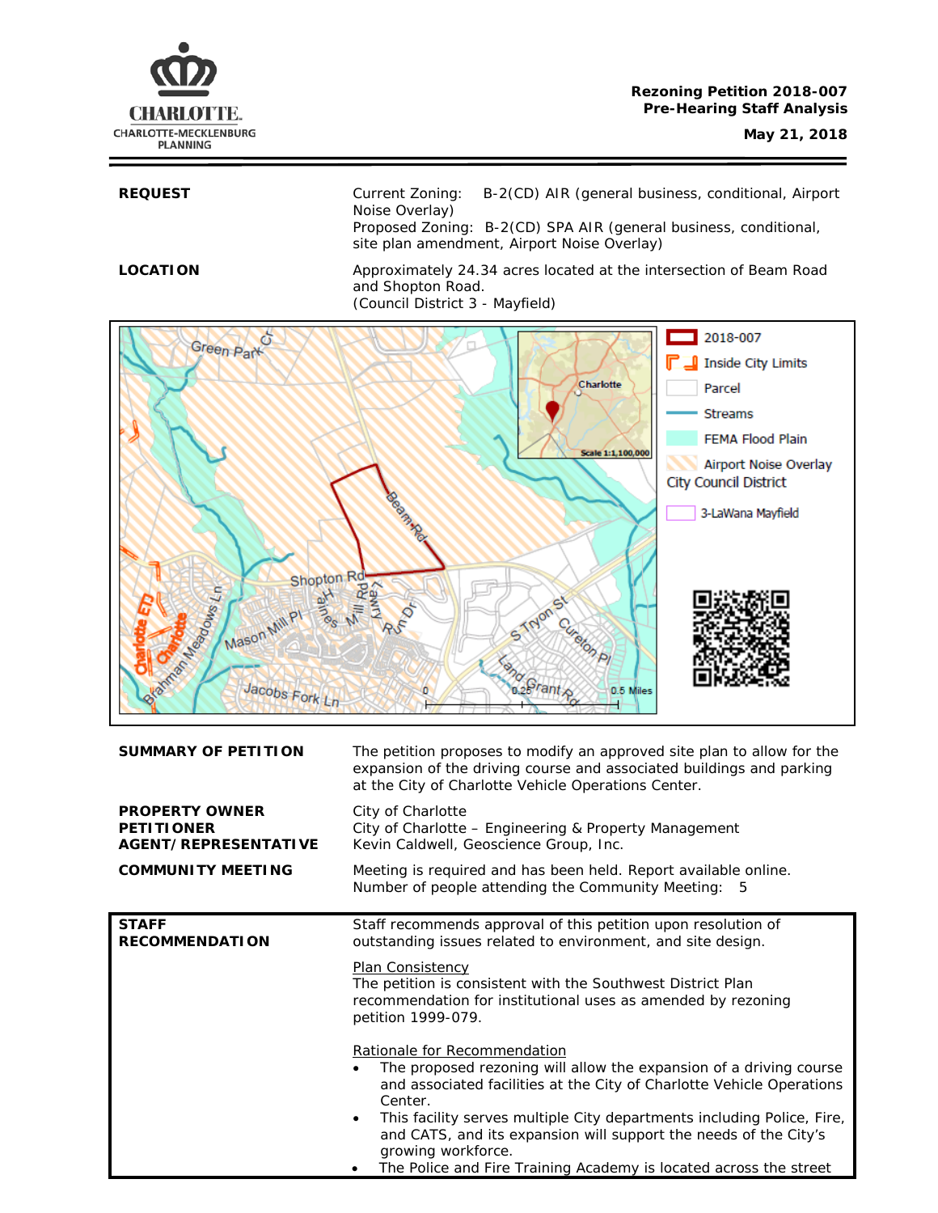CHARLOTTE.
CHARLOTTE-MECKLENBURG
PLANNING

**Rezoning Petition 2018-007**
**Pre-Hearing Staff Analysis**
**May 21, 2018**

**REQUEST**

Current Zoning: B-2(CD) AIR (general business, conditional, Airport Noise Overlay)
Proposed Zoning: B-2(CD) SPA AIR (general business, conditional, site plan amendment, Airport Noise Overlay)

**LOCATION**

Approximately 24.34 acres located at the intersection of Beam Road and Shopton Road.
(Council District 3 - Mayfield)

2018-007
Inside City Limits
Parcel
Streams
FEMA Flood Plain
Airport Noise Overlay
City Council District
3-LaWana Mayfield

Green Park Cr
Beam Rd
Shopton Rd
Haines Mill Rd
Lawry Run Dr
Mason Mill Pl
Brahman Meadows Ln
Jacobs Fork Ln
S Tryon St
Cureton Pl
Land Grant Rd
Charlotte ETJ
Charlotte
Scale 1:1,100,000
0 0.25 0.5 Miles

**SUMMARY OF PETITION**

The petition proposes to modify an approved site plan to allow for the expansion of the driving course and associated buildings and parking at the City of Charlotte Vehicle Operations Center.

**PROPERTY OWNER**
City of Charlotte

**PETITIONER**
City of Charlotte – Engineering & Property Management

**AGENT/REPRESENTATIVE**
Kevin Caldwell, Geoscience Group, Inc.

**COMMUNITY MEETING**

Meeting is required and has been held. Report available online.
Number of people attending the Community Meeting: 5

**STAFF RECOMMENDATION**

Staff recommends approval of this petition upon resolution of outstanding issues related to environment, and site design.

Plan Consistency
The petition is consistent with the Southwest District Plan recommendation for institutional uses as amended by rezoning petition 1999-079.

Rationale for Recommendation

- The proposed rezoning will allow the expansion of a driving course and associated facilities at the City of Charlotte Vehicle Operations Center.
- This facility serves multiple City departments including Police, Fire, and CATS, and its expansion will support the needs of the City's growing workforce.
- The Police and Fire Training Academy is located across the street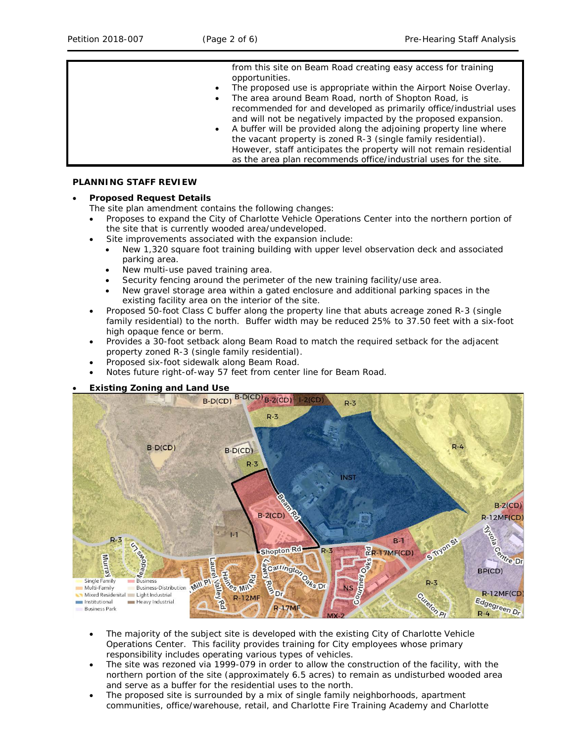from this site on Beam Road creating easy access for training opportunities.

- The proposed use is appropriate within the Airport Noise Overlay.
- The area around Beam Road, north of Shopton Road, is recommended for and developed as primarily office/industrial uses and will not be negatively impacted by the proposed expansion.
- A buffer will be provided along the adjoining property line where the vacant property is zoned R-3 (single family residential). However, staff anticipates the property will not remain residential as the area plan recommends office/industrial uses for the site.

**PLANNING STAFF REVIEW**

- **Proposed Request Details**

  The site plan amendment contains the following changes:
  - Proposes to expand the City of Charlotte Vehicle Operations Center into the northern portion of the site that is currently wooded area/undeveloped.
  - Site improvements associated with the expansion include:
    - New 1,320 square foot training building with upper level observation deck and associated parking area.
    - New multi-use paved training area.
    - Security fencing around the perimeter of the new training facility/use area.
    - New gravel storage area within a gated enclosure and additional parking spaces in the existing facility area on the interior of the site.
  - Proposed 50-foot Class C buffer along the property line that abuts acreage zoned R-3 (single family residential) to the north. Buffer width may be reduced 25% to 37.50 feet with a six-foot high opaque fence or berm.
  - Provides a 30-foot setback along Beam Road to match the required setback for the adjacent property zoned R-3 (single family residential).
  - Proposed six-foot sidewalk along Beam Road.
  - Notes future right-of-way 57 feet from center line for Beam Road.

- **Existing Zoning and Land Use**

Single Family
Multi-Family
Mixed Residential
Institutional
Business Park
Business
Business-Distribution
Light Industrial
Heavy Industrial

  - The majority of the subject site is developed with the existing City of Charlotte Vehicle Operations Center. This facility provides training for City employees whose primary responsibility includes operating various types of vehicles.
  - The site was rezoned via 1999-079 in order to allow the construction of the facility, with the northern portion of the site (approximately 6.5 acres) to remain as undisturbed wooded area and serve as a buffer for the residential uses to the north.
  - The proposed site is surrounded by a mix of single family neighborhoods, apartment communities, office/warehouse, retail, and Charlotte Fire Training Academy and Charlotte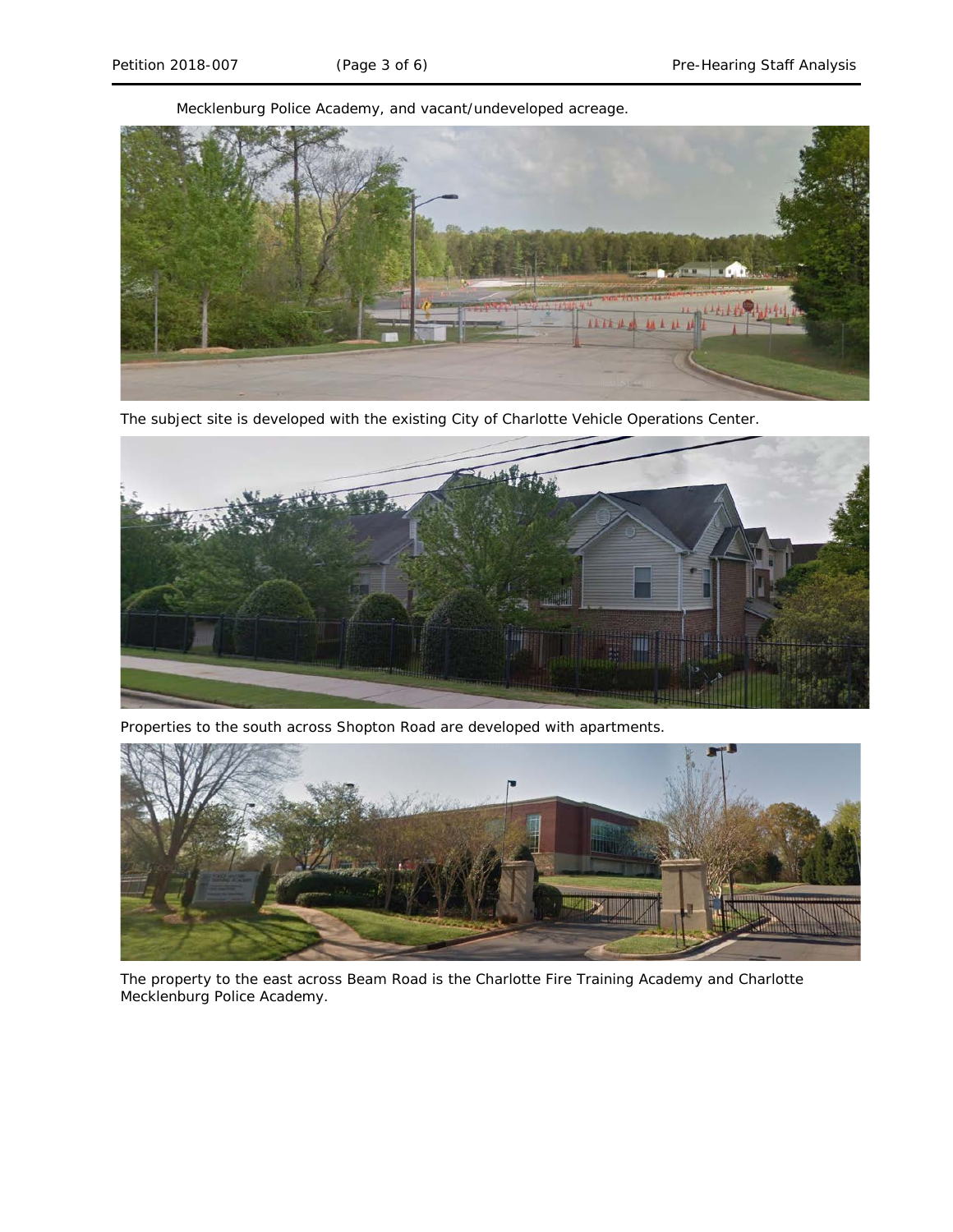Mecklenburg Police Academy, and vacant/undeveloped acreage.

The subject site is developed with the existing City of Charlotte Vehicle Operations Center.

Properties to the south across Shopton Road are developed with apartments.

The property to the east across Beam Road is the Charlotte Fire Training Academy and Charlotte Mecklenburg Police Academy.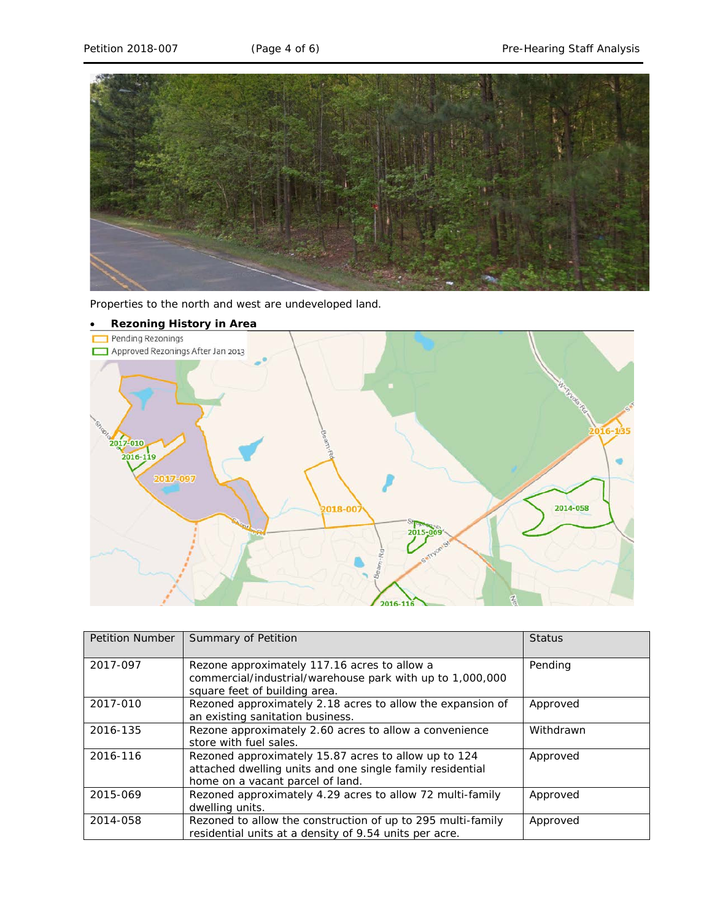Properties to the north and west are undeveloped land.

- **Rezoning History in Area**

| Petition Number | Summary of Petition | Status |
|---|---|---|
| 2017-097 | Rezone approximately 117.16 acres to allow a commercial/industrial/warehouse park with up to 1,000,000 square feet of building area. | Pending |
| 2017-010 | Rezoned approximately 2.18 acres to allow the expansion of an existing sanitation business. | Approved |
| 2016-135 | Rezone approximately 2.60 acres to allow a convenience store with fuel sales. | Withdrawn |
| 2016-116 | Rezoned approximately 15.87 acres to allow up to 124 attached dwelling units and one single family residential home on a vacant parcel of land. | Approved |
| 2015-069 | Rezoned approximately 4.29 acres to allow 72 multi-family dwelling units. | Approved |
| 2014-058 | Rezoned to allow the construction of up to 295 multi-family residential units at a density of 9.54 units per acre. | Approved |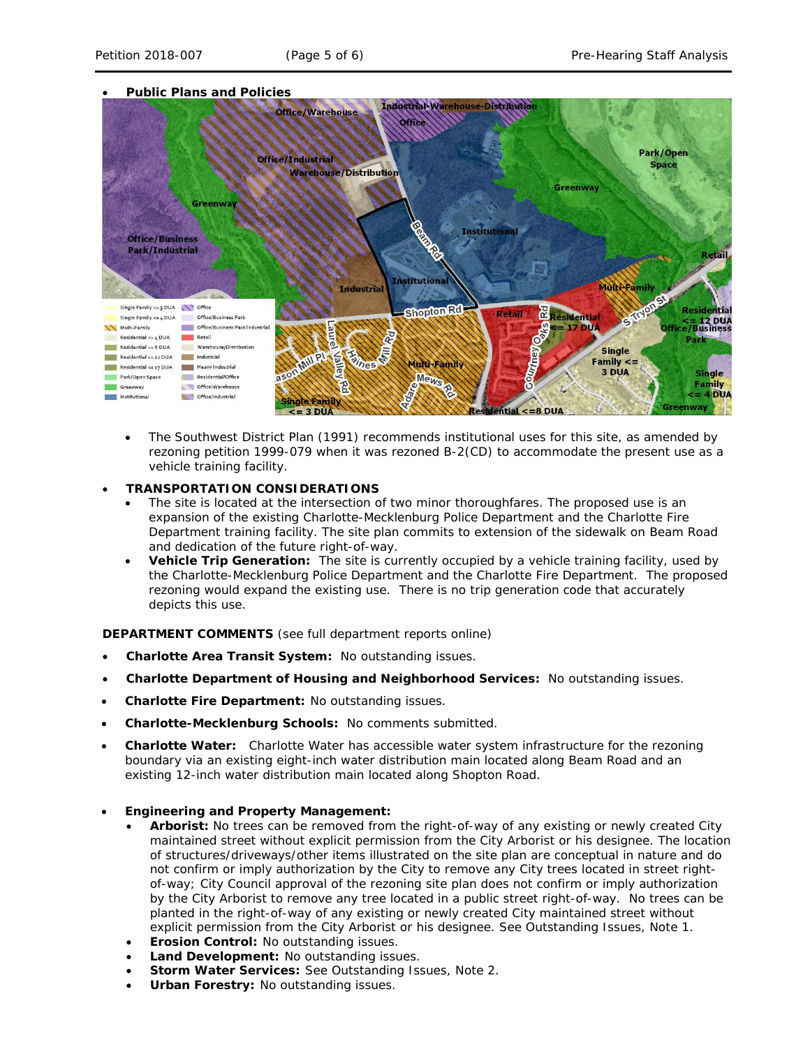- **Public Plans and Policies**

Office/Warehouse
Industrial-Warehouse-Distribution
Office
Office/Industrial
Warehouse/Distribution
Greenway
Park/Open Space
Greenway
Office/Business Park/Industrial
Institutional
Retail
Industrial
Institutional
Multi-Family
Beam Rd
Shopton Rd
Retail
Residential <= 17 DUA
S Tryon St
Residential <= 12 DUA
Office/Business Park
Single Family <= 3 DUA
Single Family <= 4 DUA
Greenway
Multi-Family
Laurel Valley Rd
Haines Mill Rd
Mason Mill Pl
Mews Rd
Adare
Courtney Oaks Rd
Single Family <= 3 DUA
Residential <=8 DUA

Single Family <= 3 DUA
Single Family <= 4 DUA
Multi-Family
Residential <= 4 DUA
Residential <= 8 DUA
Residential <= 12 DUA
Residential <= 17 DUA
Park/Open Space
Greenway
Institutional
Office
Office/Business Park
Office/Business Park/Industrial
Retail
Warehouse/Distribution
Industrial
Heavy Industrial
Residential/Office
Office/Warehouse
Office/Industrial

  - The Southwest District Plan (1991) recommends institutional uses for this site, as amended by rezoning petition 1999-079 when it was rezoned B-2(CD) to accommodate the present use as a vehicle training facility.

- **TRANSPORTATION CONSIDERATIONS**
  - The site is located at the intersection of two minor thoroughfares. The proposed use is an expansion of the existing Charlotte-Mecklenburg Police Department and the Charlotte Fire Department training facility. The site plan commits to extension of the sidewalk on Beam Road and dedication of the future right-of-way.
  - **Vehicle Trip Generation:** The site is currently occupied by a vehicle training facility, used by the Charlotte-Mecklenburg Police Department and the Charlotte Fire Department. The proposed rezoning would expand the existing use. There is no trip generation code that accurately depicts this use.

**DEPARTMENT COMMENTS** (see full department reports online)

- **Charlotte Area Transit System:** No outstanding issues.
- **Charlotte Department of Housing and Neighborhood Services:** No outstanding issues.
- **Charlotte Fire Department:** No outstanding issues.
- **Charlotte-Mecklenburg Schools:** No comments submitted.
- **Charlotte Water:** Charlotte Water has accessible water system infrastructure for the rezoning boundary via an existing eight-inch water distribution main located along Beam Road and an existing 12-inch water distribution main located along Shopton Road.

- **Engineering and Property Management:**
  - **Arborist:** No trees can be removed from the right-of-way of any existing or newly created City maintained street without explicit permission from the City Arborist or his designee. The location of structures/driveways/other items illustrated on the site plan are conceptual in nature and do not confirm or imply authorization by the City to remove any City trees located in street right-of-way; City Council approval of the rezoning site plan does not confirm or imply authorization by the City Arborist to remove any tree located in a public street right-of-way. No trees can be planted in the right-of-way of any existing or newly created City maintained street without explicit permission from the City Arborist or his designee. See Outstanding Issues, Note 1.
  - **Erosion Control:** No outstanding issues.
  - **Land Development:** No outstanding issues.
  - **Storm Water Services:** See Outstanding Issues, Note 2.
  - **Urban Forestry:** No outstanding issues.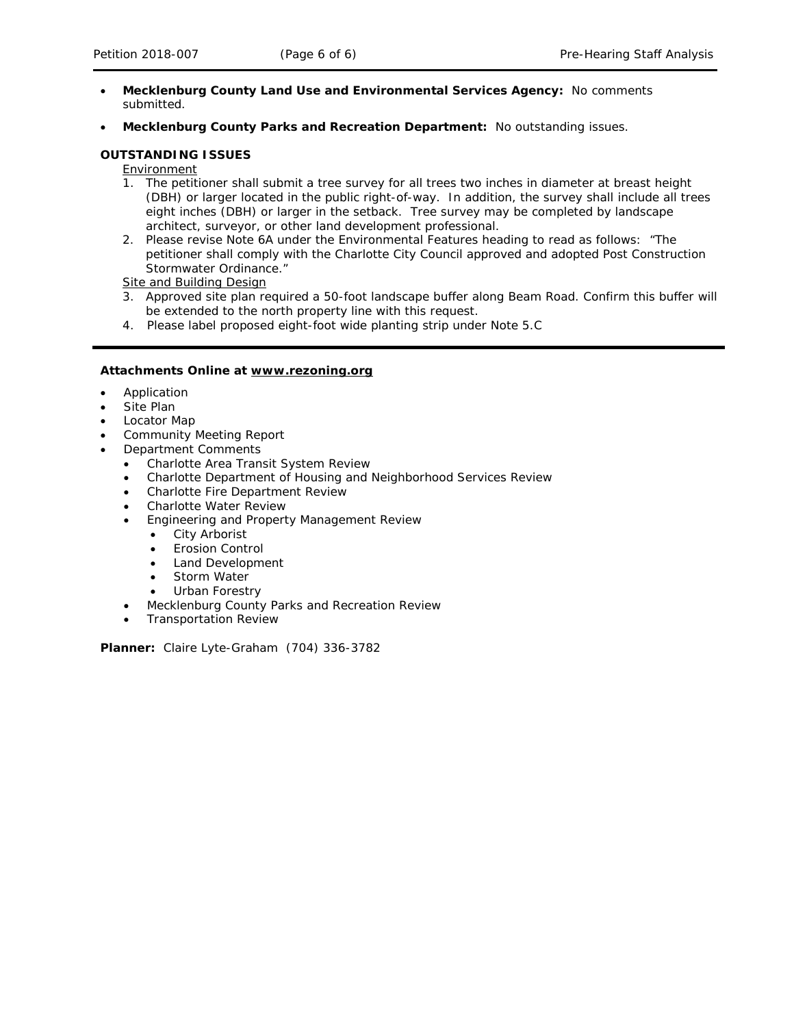- **Mecklenburg County Land Use and Environmental Services Agency:** No comments submitted.
- **Mecklenburg County Parks and Recreation Department:** No outstanding issues.

**OUTSTANDING ISSUES**

Environment

1. The petitioner shall submit a tree survey for all trees two inches in diameter at breast height (DBH) or larger located in the public right-of-way. In addition, the survey shall include all trees eight inches (DBH) or larger in the setback. Tree survey may be completed by landscape architect, surveyor, or other land development professional.
2. Please revise Note 6A under the Environmental Features heading to read as follows: "The petitioner shall comply with the Charlotte City Council approved and adopted Post Construction Stormwater Ordinance."

Site and Building Design

3. Approved site plan required a 50-foot landscape buffer along Beam Road. Confirm this buffer will be extended to the north property line with this request.
4. Please label proposed eight-foot wide planting strip under Note 5.C

---

**Attachments Online at www.rezoning.org**

- Application
- Site Plan
- Locator Map
- Community Meeting Report
- Department Comments
  - Charlotte Area Transit System Review
  - Charlotte Department of Housing and Neighborhood Services Review
  - Charlotte Fire Department Review
  - Charlotte Water Review
  - Engineering and Property Management Review
    - City Arborist
    - Erosion Control
    - Land Development
    - Storm Water
    - Urban Forestry
  - Mecklenburg County Parks and Recreation Review
  - Transportation Review

**Planner:** Claire Lyte-Graham (704) 336-3782